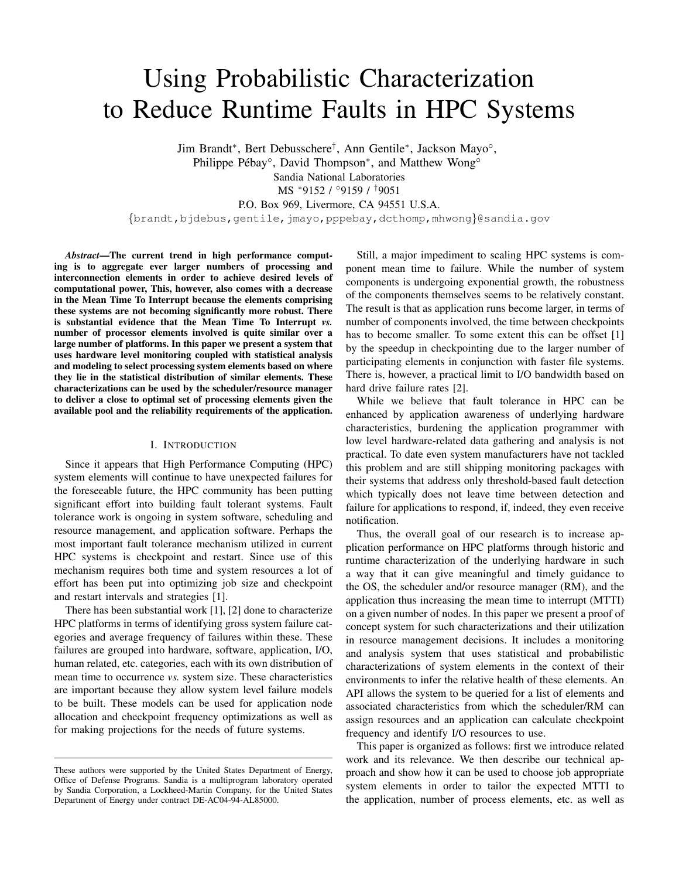# Using Probabilistic Characterization to Reduce Runtime Faults in HPC Systems

Jim Brandt\*, Bert Debusschere†, Ann Gentile\*, Jackson Mayo°, Philippe Pébay°, David Thompson\*, and Matthew Wong°

Sandia National Laboratories

MS \*9152 / °9159 / †9051

P.O. Box 969, Livermore, CA 94551 U.S.A.

{brandt,bjdebus,gentile,jmayo,pppebay,dcthomp,mhwong}@sandia.gov

***Abstract*—The current trend in high performance computing is to aggregate ever larger numbers of processing and interconnection elements in order to achieve desired levels of computational power, This, however, also comes with a decrease in the Mean Time To Interrupt because the elements comprising these systems are not becoming significantly more robust. There is substantial evidence that the Mean Time To Interrupt *vs.* number of processor elements involved is quite similar over a large number of platforms. In this paper we present a system that uses hardware level monitoring coupled with statistical analysis and modeling to select processing system elements based on where they lie in the statistical distribution of similar elements. These characterizations can be used by the scheduler/resource manager to deliver a close to optimal set of processing elements given the available pool and the reliability requirements of the application.**

## I. Introduction

Since it appears that High Performance Computing (HPC) system elements will continue to have unexpected failures for the foreseeable future, the HPC community has been putting significant effort into building fault tolerant systems. Fault tolerance work is ongoing in system software, scheduling and resource management, and application software. Perhaps the most important fault tolerance mechanism utilized in current HPC systems is checkpoint and restart. Since use of this mechanism requires both time and system resources a lot of effort has been put into optimizing job size and checkpoint and restart intervals and strategies [1].

There has been substantial work [1], [2] done to characterize HPC platforms in terms of identifying gross system failure categories and average frequency of failures within these. These failures are grouped into hardware, software, application, I/O, human related, etc. categories, each with its own distribution of mean time to occurrence *vs.* system size. These characteristics are important because they allow system level failure models to be built. These models can be used for application node allocation and checkpoint frequency optimizations as well as for making projections for the needs of future systems.

Still, a major impediment to scaling HPC systems is component mean time to failure. While the number of system components is undergoing exponential growth, the robustness of the components themselves seems to be relatively constant. The result is that as application runs become larger, in terms of number of components involved, the time between checkpoints has to become smaller. To some extent this can be offset [1] by the speedup in checkpointing due to the larger number of participating elements in conjunction with faster file systems. There is, however, a practical limit to I/O bandwidth based on hard drive failure rates [2].

While we believe that fault tolerance in HPC can be enhanced by application awareness of underlying hardware characteristics, burdening the application programmer with low level hardware-related data gathering and analysis is not practical. To date even system manufacturers have not tackled this problem and are still shipping monitoring packages with their systems that address only threshold-based fault detection which typically does not leave time between detection and failure for applications to respond, if, indeed, they even receive notification.

Thus, the overall goal of our research is to increase application performance on HPC platforms through historic and runtime characterization of the underlying hardware in such a way that it can give meaningful and timely guidance to the OS, the scheduler and/or resource manager (RM), and the application thus increasing the mean time to interrupt (MTTI) on a given number of nodes. In this paper we present a proof of concept system for such characterizations and their utilization in resource management decisions. It includes a monitoring and analysis system that uses statistical and probabilistic characterizations of system elements in the context of their environments to infer the relative health of these elements. An API allows the system to be queried for a list of elements and associated characteristics from which the scheduler/RM can assign resources and an application can calculate checkpoint frequency and identify I/O resources to use.

This paper is organized as follows: first we introduce related work and its relevance. We then describe our technical approach and show how it can be used to choose job appropriate system elements in order to tailor the expected MTTI to the application, number of process elements, etc. as well as

---

These authors were supported by the United States Department of Energy, Office of Defense Programs. Sandia is a multiprogram laboratory operated by Sandia Corporation, a Lockheed-Martin Company, for the United States Department of Energy under contract DE-AC04-94-AL85000.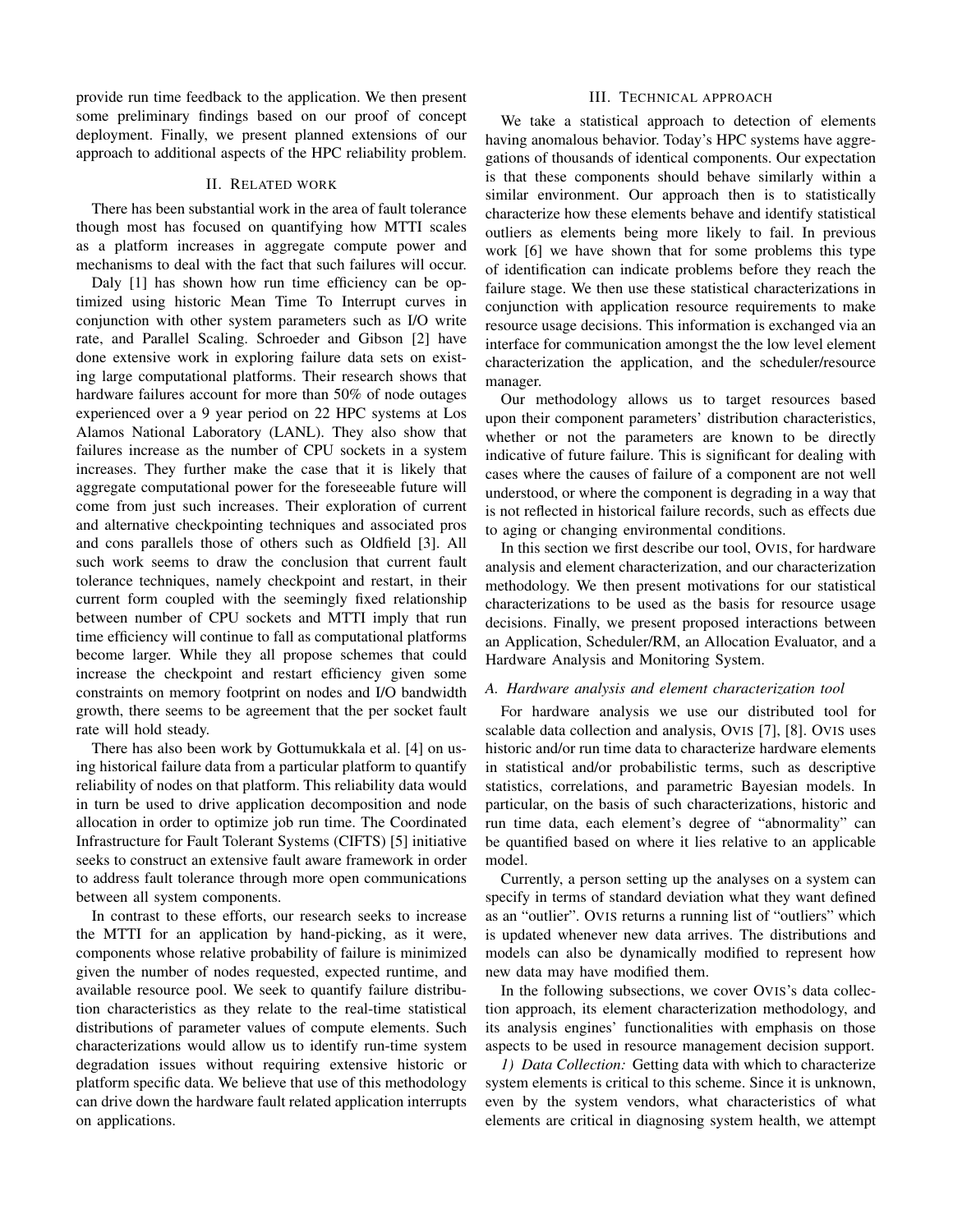provide run time feedback to the application. We then present some preliminary findings based on our proof of concept deployment. Finally, we present planned extensions of our approach to additional aspects of the HPC reliability problem.

## II. Related work

There has been substantial work in the area of fault tolerance though most has focused on quantifying how MTTI scales as a platform increases in aggregate compute power and mechanisms to deal with the fact that such failures will occur.

Daly [1] has shown how run time efficiency can be optimized using historic Mean Time To Interrupt curves in conjunction with other system parameters such as I/O write rate, and Parallel Scaling. Schroeder and Gibson [2] have done extensive work in exploring failure data sets on existing large computational platforms. Their research shows that hardware failures account for more than 50% of node outages experienced over a 9 year period on 22 HPC systems at Los Alamos National Laboratory (LANL). They also show that failures increase as the number of CPU sockets in a system increases. They further make the case that it is likely that aggregate computational power for the foreseeable future will come from just such increases. Their exploration of current and alternative checkpointing techniques and associated pros and cons parallels those of others such as Oldfield [3]. All such work seems to draw the conclusion that current fault tolerance techniques, namely checkpoint and restart, in their current form coupled with the seemingly fixed relationship between number of CPU sockets and MTTI imply that run time efficiency will continue to fall as computational platforms become larger. While they all propose schemes that could increase the checkpoint and restart efficiency given some constraints on memory footprint on nodes and I/O bandwidth growth, there seems to be agreement that the per socket fault rate will hold steady.

There has also been work by Gottumukkala et al. [4] on using historical failure data from a particular platform to quantify reliability of nodes on that platform. This reliability data would in turn be used to drive application decomposition and node allocation in order to optimize job run time. The Coordinated Infrastructure for Fault Tolerant Systems (CIFTS) [5] initiative seeks to construct an extensive fault aware framework in order to address fault tolerance through more open communications between all system components.

In contrast to these efforts, our research seeks to increase the MTTI for an application by hand-picking, as it were, components whose relative probability of failure is minimized given the number of nodes requested, expected runtime, and available resource pool. We seek to quantify failure distribution characteristics as they relate to the real-time statistical distributions of parameter values of compute elements. Such characterizations would allow us to identify run-time system degradation issues without requiring extensive historic or platform specific data. We believe that use of this methodology can drive down the hardware fault related application interrupts on applications.

## III. Technical approach

We take a statistical approach to detection of elements having anomalous behavior. Today's HPC systems have aggregations of thousands of identical components. Our expectation is that these components should behave similarly within a similar environment. Our approach then is to statistically characterize how these elements behave and identify statistical outliers as elements being more likely to fail. In previous work [6] we have shown that for some problems this type of identification can indicate problems before they reach the failure stage. We then use these statistical characterizations in conjunction with application resource requirements to make resource usage decisions. This information is exchanged via an interface for communication amongst the the low level element characterization the application, and the scheduler/resource manager.

Our methodology allows us to target resources based upon their component parameters' distribution characteristics, whether or not the parameters are known to be directly indicative of future failure. This is significant for dealing with cases where the causes of failure of a component are not well understood, or where the component is degrading in a way that is not reflected in historical failure records, such as effects due to aging or changing environmental conditions.

In this section we first describe our tool, OVIS, for hardware analysis and element characterization, and our characterization methodology. We then present motivations for our statistical characterizations to be used as the basis for resource usage decisions. Finally, we present proposed interactions between an Application, Scheduler/RM, an Allocation Evaluator, and a Hardware Analysis and Monitoring System.

### A. Hardware analysis and element characterization tool

For hardware analysis we use our distributed tool for scalable data collection and analysis, OVIS [7], [8]. OVIS uses historic and/or run time data to characterize hardware elements in statistical and/or probabilistic terms, such as descriptive statistics, correlations, and parametric Bayesian models. In particular, on the basis of such characterizations, historic and run time data, each element's degree of "abnormality" can be quantified based on where it lies relative to an applicable model.

Currently, a person setting up the analyses on a system can specify in terms of standard deviation what they want defined as an "outlier". OVIS returns a running list of "outliers" which is updated whenever new data arrives. The distributions and models can also be dynamically modified to represent how new data may have modified them.

In the following subsections, we cover OVIS's data collection approach, its element characterization methodology, and its analysis engines' functionalities with emphasis on those aspects to be used in resource management decision support.

*1) Data Collection:* Getting data with which to characterize system elements is critical to this scheme. Since it is unknown, even by the system vendors, what characteristics of what elements are critical in diagnosing system health, we attempt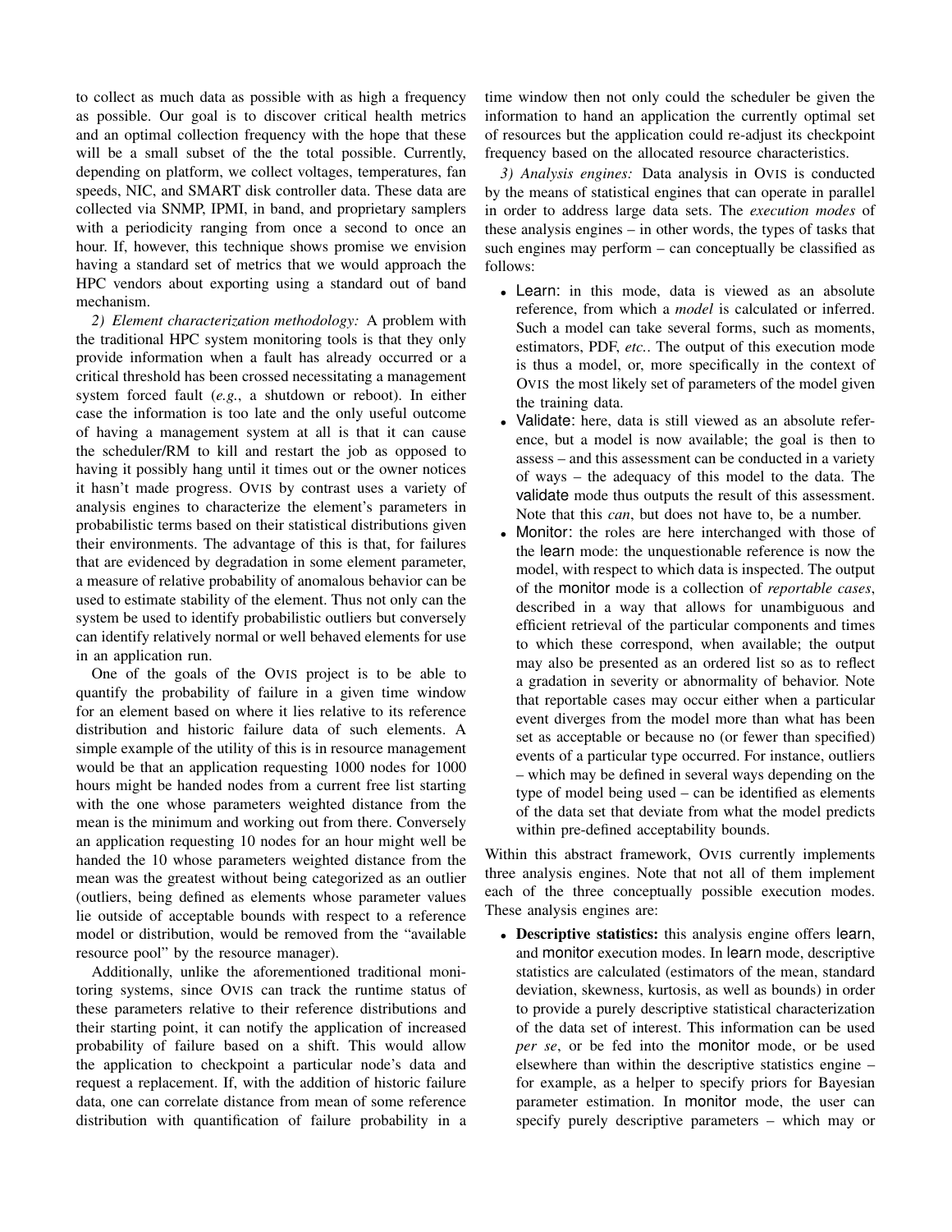to collect as much data as possible with as high a frequency as possible. Our goal is to discover critical health metrics and an optimal collection frequency with the hope that these will be a small subset of the the total possible. Currently, depending on platform, we collect voltages, temperatures, fan speeds, NIC, and SMART disk controller data. These data are collected via SNMP, IPMI, in band, and proprietary samplers with a periodicity ranging from once a second to once an hour. If, however, this technique shows promise we envision having a standard set of metrics that we would approach the HPC vendors about exporting using a standard out of band mechanism.

*2) Element characterization methodology:* A problem with the traditional HPC system monitoring tools is that they only provide information when a fault has already occurred or a critical threshold has been crossed necessitating a management system forced fault (*e.g.*, a shutdown or reboot). In either case the information is too late and the only useful outcome of having a management system at all is that it can cause the scheduler/RM to kill and restart the job as opposed to having it possibly hang until it times out or the owner notices it hasn't made progress. OVIS by contrast uses a variety of analysis engines to characterize the element's parameters in probabilistic terms based on their statistical distributions given their environments. The advantage of this is that, for failures that are evidenced by degradation in some element parameter, a measure of relative probability of anomalous behavior can be used to estimate stability of the element. Thus not only can the system be used to identify probabilistic outliers but conversely can identify relatively normal or well behaved elements for use in an application run.

One of the goals of the OVIS project is to be able to quantify the probability of failure in a given time window for an element based on where it lies relative to its reference distribution and historic failure data of such elements. A simple example of the utility of this is in resource management would be that an application requesting 1000 nodes for 1000 hours might be handed nodes from a current free list starting with the one whose parameters weighted distance from the mean is the minimum and working out from there. Conversely an application requesting 10 nodes for an hour might well be handed the 10 whose parameters weighted distance from the mean was the greatest without being categorized as an outlier (outliers, being defined as elements whose parameter values lie outside of acceptable bounds with respect to a reference model or distribution, would be removed from the "available resource pool" by the resource manager).

Additionally, unlike the aforementioned traditional monitoring systems, since OVIS can track the runtime status of these parameters relative to their reference distributions and their starting point, it can notify the application of increased probability of failure based on a shift. This would allow the application to checkpoint a particular node's data and request a replacement. If, with the addition of historic failure data, one can correlate distance from mean of some reference distribution with quantification of failure probability in a time window then not only could the scheduler be given the information to hand an application the currently optimal set of resources but the application could re-adjust its checkpoint frequency based on the allocated resource characteristics.

*3) Analysis engines:* Data analysis in OVIS is conducted by the means of statistical engines that can operate in parallel in order to address large data sets. The *execution modes* of these analysis engines – in other words, the types of tasks that such engines may perform – can conceptually be classified as follows:

- Learn: in this mode, data is viewed as an absolute reference, from which a *model* is calculated or inferred. Such a model can take several forms, such as moments, estimators, PDF, *etc.*. The output of this execution mode is thus a model, or, more specifically in the context of OVIS the most likely set of parameters of the model given the training data.
- Validate: here, data is still viewed as an absolute reference, but a model is now available; the goal is then to assess – and this assessment can be conducted in a variety of ways – the adequacy of this model to the data. The validate mode thus outputs the result of this assessment. Note that this *can*, but does not have to, be a number.
- Monitor: the roles are here interchanged with those of the learn mode: the unquestionable reference is now the model, with respect to which data is inspected. The output of the monitor mode is a collection of *reportable cases*, described in a way that allows for unambiguous and efficient retrieval of the particular components and times to which these correspond, when available; the output may also be presented as an ordered list so as to reflect a gradation in severity or abnormality of behavior. Note that reportable cases may occur either when a particular event diverges from the model more than what has been set as acceptable or because no (or fewer than specified) events of a particular type occurred. For instance, outliers – which may be defined in several ways depending on the type of model being used – can be identified as elements of the data set that deviate from what the model predicts within pre-defined acceptability bounds.

Within this abstract framework, OVIS currently implements three analysis engines. Note that not all of them implement each of the three conceptually possible execution modes. These analysis engines are:

- **Descriptive statistics:** this analysis engine offers learn, and monitor execution modes. In learn mode, descriptive statistics are calculated (estimators of the mean, standard deviation, skewness, kurtosis, as well as bounds) in order to provide a purely descriptive statistical characterization of the data set of interest. This information can be used *per se*, or be fed into the monitor mode, or be used elsewhere than within the descriptive statistics engine – for example, as a helper to specify priors for Bayesian parameter estimation. In monitor mode, the user can specify purely descriptive parameters – which may or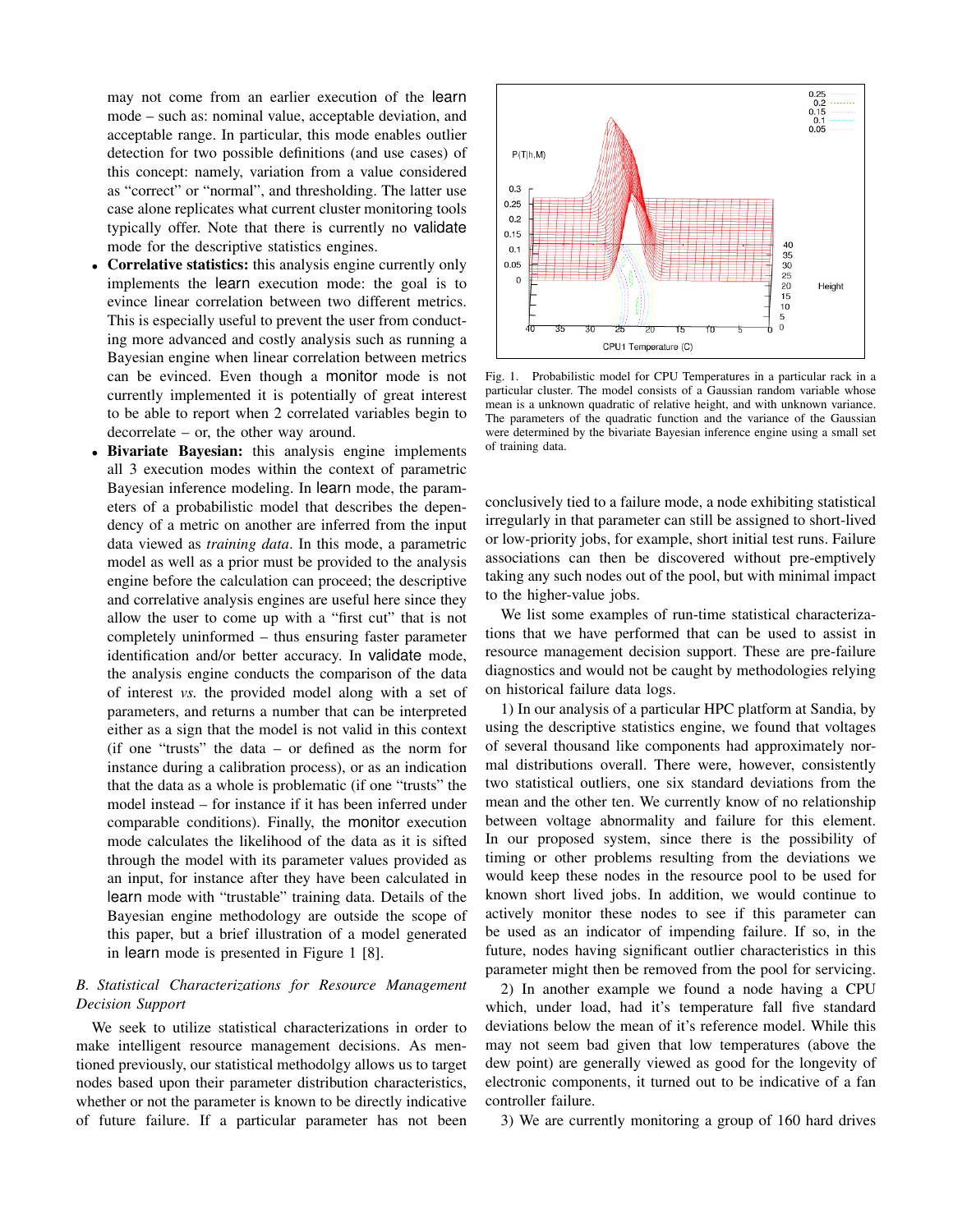may not come from an earlier execution of the learn mode – such as: nominal value, acceptable deviation, and acceptable range. In particular, this mode enables outlier detection for two possible definitions (and use cases) of this concept: namely, variation from a value considered as "correct" or "normal", and thresholding. The latter use case alone replicates what current cluster monitoring tools typically offer. Note that there is currently no validate mode for the descriptive statistics engines.

- **Correlative statistics:** this analysis engine currently only implements the learn execution mode: the goal is to evince linear correlation between two different metrics. This is especially useful to prevent the user from conducting more advanced and costly analysis such as running a Bayesian engine when linear correlation between metrics can be evinced. Even though a monitor mode is not currently implemented it is potentially of great interest to be able to report when 2 correlated variables begin to decorrelate – or, the other way around.
- **Bivariate Bayesian:** this analysis engine implements all 3 execution modes within the context of parametric Bayesian inference modeling. In learn mode, the parameters of a probabilistic model that describes the dependency of a metric on another are inferred from the input data viewed as *training data*. In this mode, a parametric model as well as a prior must be provided to the analysis engine before the calculation can proceed; the descriptive and correlative analysis engines are useful here since they allow the user to come up with a "first cut" that is not completely uninformed – thus ensuring faster parameter identification and/or better accuracy. In validate mode, the analysis engine conducts the comparison of the data of interest *vs.* the provided model along with a set of parameters, and returns a number that can be interpreted either as a sign that the model is not valid in this context (if one "trusts" the data – or defined as the norm for instance during a calibration process), or as an indication that the data as a whole is problematic (if one "trusts" the model instead – for instance if it has been inferred under comparable conditions). Finally, the monitor execution mode calculates the likelihood of the data as it is sifted through the model with its parameter values provided as an input, for instance after they have been calculated in learn mode with "trustable" training data. Details of the Bayesian engine methodology are outside the scope of this paper, but a brief illustration of a model generated in learn mode is presented in Figure 1 [8].

### B. Statistical Characterizations for Resource Management Decision Support

We seek to utilize statistical characterizations in order to make intelligent resource management decisions. As mentioned previously, our statistical methodolgy allows us to target nodes based upon their parameter distribution characteristics, whether or not the parameter is known to be directly indicative of future failure. If a particular parameter has not been conclusively tied to a failure mode, a node exhibiting statistical irregularly in that parameter can still be assigned to short-lived or low-priority jobs, for example, short initial test runs. Failure associations can then be discovered without pre-emptively taking any such nodes out of the pool, but with minimal impact to the higher-value jobs.

P(T|h,M)
0.3
0.25
0.2
0.15
0.1
0.05
0
40 35 30 25 20 15 10 5 0
CPU1 Temperature (C)
40
35
30
25
20
15
10
5
0
Height
0.25
0.2
0.15
0.1
0.05

Fig. 1. Probabilistic model for CPU Temperatures in a particular rack in a particular cluster. The model consists of a Gaussian random variable whose mean is a unknown quadratic of relative height, and with unknown variance. The parameters of the quadratic function and the variance of the Gaussian were determined by the bivariate Bayesian inference engine using a small set of training data.

We list some examples of run-time statistical characterizations that we have performed that can be used to assist in resource management decision support. These are pre-failure diagnostics and would not be caught by methodologies relying on historical failure data logs.

1) In our analysis of a particular HPC platform at Sandia, by using the descriptive statistics engine, we found that voltages of several thousand like components had approximately normal distributions overall. There were, however, consistently two statistical outliers, one six standard deviations from the mean and the other ten. We currently know of no relationship between voltage abnormality and failure for this element. In our proposed system, since there is the possibility of timing or other problems resulting from the deviations we would keep these nodes in the resource pool to be used for known short lived jobs. In addition, we would continue to actively monitor these nodes to see if this parameter can be used as an indicator of impending failure. If so, in the future, nodes having significant outlier characteristics in this parameter might then be removed from the pool for servicing.

2) In another example we found a node having a CPU which, under load, had it's temperature fall five standard deviations below the mean of it's reference model. While this may not seem bad given that low temperatures (above the dew point) are generally viewed as good for the longevity of electronic components, it turned out to be indicative of a fan controller failure.

3) We are currently monitoring a group of 160 hard drives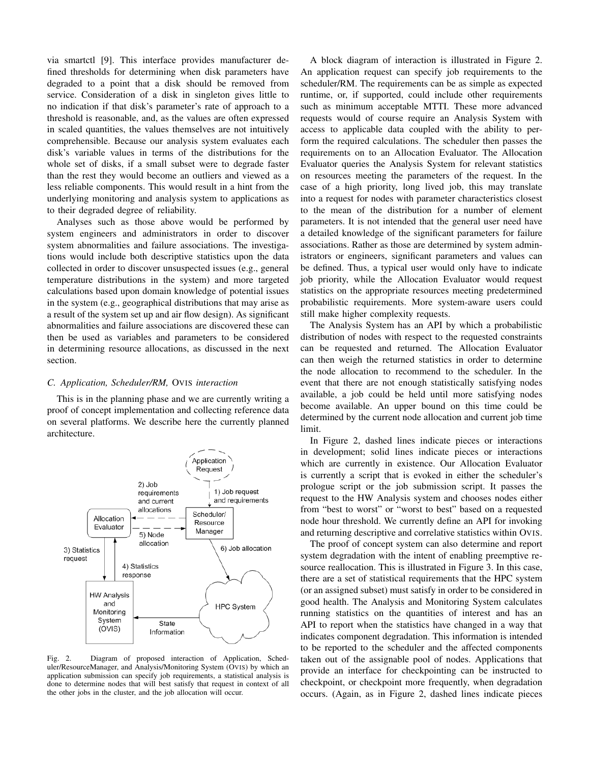via smartctl [9]. This interface provides manufacturer defined thresholds for determining when disk parameters have degraded to a point that a disk should be removed from service. Consideration of a disk in singleton gives little to no indication if that disk's parameter's rate of approach to a threshold is reasonable, and, as the values are often expressed in scaled quantities, the values themselves are not intuitively comprehensible. Because our analysis system evaluates each disk's variable values in terms of the distributions for the whole set of disks, if a small subset were to degrade faster than the rest they would become an outliers and viewed as a less reliable components. This would result in a hint from the underlying monitoring and analysis system to applications as to their degraded degree of reliability.

Analyses such as those above would be performed by system engineers and administrators in order to discover system abnormalities and failure associations. The investigations would include both descriptive statistics upon the data collected in order to discover unsuspected issues (e.g., general temperature distributions in the system) and more targeted calculations based upon domain knowledge of potential issues in the system (e.g., geographical distributions that may arise as a result of the system set up and air flow design). As significant abnormalities and failure associations are discovered these can then be used as variables and parameters to be considered in determining resource allocations, as discussed in the next section.

### C. *Application, Scheduler/RM,* OVIS *interaction*

This is in the planning phase and we are currently writing a proof of concept implementation and collecting reference data on several platforms. We describe here the currently planned architecture.

Application Request

1) Job request and requirements

2) Job requirements and current allocations

Allocation Evaluator

Scheduler/ Resource Manager

5) Node allocation

6) Job allocation

3) Statistics request

4) Statistics response

HW Analysis and Monitoring System (OVIS)

HPC System

State Information

Fig. 2. Diagram of proposed interaction of Application, Scheduler/ResourceManager, and Analysis/Monitoring System (OVIS) by which an application submission can specify job requirements, a statistical analysis is done to determine nodes that will best satisfy that request in context of all the other jobs in the cluster, and the job allocation will occur.

A block diagram of interaction is illustrated in Figure 2. An application request can specify job requirements to the scheduler/RM. The requirements can be as simple as expected runtime, or, if supported, could include other requirements such as minimum acceptable MTTI. These more advanced requests would of course require an Analysis System with access to applicable data coupled with the ability to perform the required calculations. The scheduler then passes the requirements on to an Allocation Evaluator. The Allocation Evaluator queries the Analysis System for relevant statistics on resources meeting the parameters of the request. In the case of a high priority, long lived job, this may translate into a request for nodes with parameter characteristics closest to the mean of the distribution for a number of element parameters. It is not intended that the general user need have a detailed knowledge of the significant parameters for failure associations. Rather as those are determined by system administrators or engineers, significant parameters and values can be defined. Thus, a typical user would only have to indicate job priority, while the Allocation Evaluator would request statistics on the appropriate resources meeting predetermined probabilistic requirements. More system-aware users could still make higher complexity requests.

The Analysis System has an API by which a probabilistic distribution of nodes with respect to the requested constraints can be requested and returned. The Allocation Evaluator can then weigh the returned statistics in order to determine the node allocation to recommend to the scheduler. In the event that there are not enough statistically satisfying nodes available, a job could be held until more satisfying nodes become available. An upper bound on this time could be determined by the current node allocation and current job time limit.

In Figure 2, dashed lines indicate pieces or interactions in development; solid lines indicate pieces or interactions which are currently in existence. Our Allocation Evaluator is currently a script that is evoked in either the scheduler's prologue script or the job submission script. It passes the request to the HW Analysis system and chooses nodes either from "best to worst" or "worst to best" based on a requested node hour threshold. We currently define an API for invoking and returning descriptive and correlative statistics within OVIS.

The proof of concept system can also determine and report system degradation with the intent of enabling preemptive resource reallocation. This is illustrated in Figure 3. In this case, there are a set of statistical requirements that the HPC system (or an assigned subset) must satisfy in order to be considered in good health. The Analysis and Monitoring System calculates running statistics on the quantities of interest and has an API to report when the statistics have changed in a way that indicates component degradation. This information is intended to be reported to the scheduler and the affected components taken out of the assignable pool of nodes. Applications that provide an interface for checkpointing can be instructed to checkpoint, or checkpoint more frequently, when degradation occurs. (Again, as in Figure 2, dashed lines indicate pieces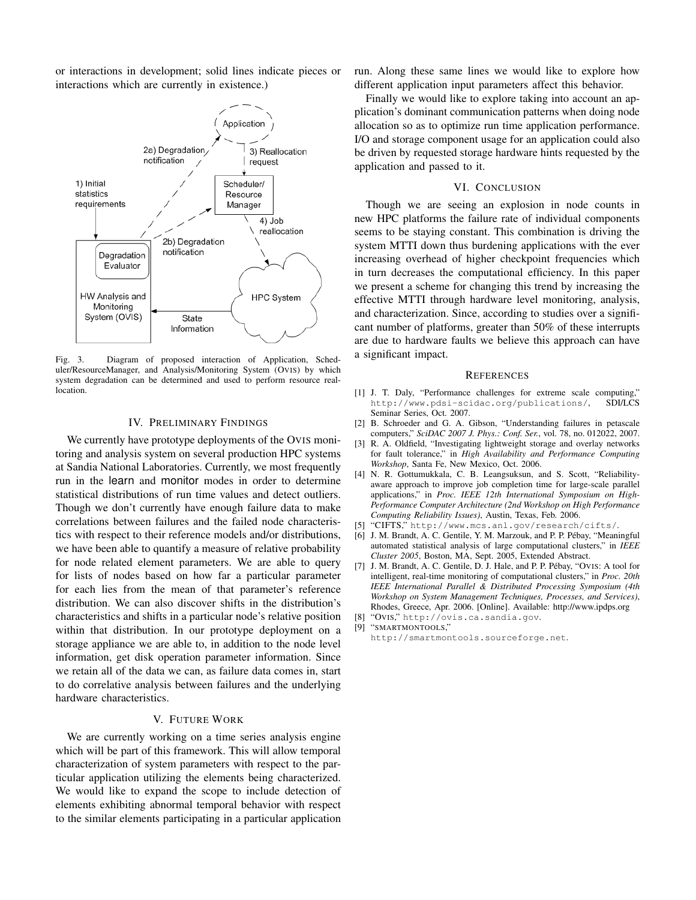or interactions in development; solid lines indicate pieces or interactions which are currently in existence.)

Application

2a) Degradation notification

3) Reallocation request

1) Initial statistics requirements

Scheduler/ Resource Manager

4) Job reallocation

2b) Degradation notification

Degradation Evaluator

HW Analysis and Monitoring System (OVIS)

HPC System

State Information

Fig. 3. Diagram of proposed interaction of Application, Scheduler/ResourceManager, and Analysis/Monitoring System (OVIS) by which system degradation can be determined and used to perform resource reallocation.

## IV. Preliminary Findings

We currently have prototype deployments of the OVIS monitoring and analysis system on several production HPC systems at Sandia National Laboratories. Currently, we most frequently run in the learn and monitor modes in order to determine statistical distributions of run time values and detect outliers. Though we don't currently have enough failure data to make correlations between failures and the failed node characteristics with respect to their reference models and/or distributions, we have been able to quantify a measure of relative probability for node related element parameters. We are able to query for lists of nodes based on how far a particular parameter for each lies from the mean of that parameter's reference distribution. We can also discover shifts in the distribution's characteristics and shifts in a particular node's relative position within that distribution. In our prototype deployment on a storage appliance we are able to, in addition to the node level information, get disk operation parameter information. Since we retain all of the data we can, as failure data comes in, start to do correlative analysis between failures and the underlying hardware characteristics.

## V. Future Work

We are currently working on a time series analysis engine which will be part of this framework. This will allow temporal characterization of system parameters with respect to the particular application utilizing the elements being characterized. We would like to expand the scope to include detection of elements exhibiting abnormal temporal behavior with respect to the similar elements participating in a particular application run. Along these same lines we would like to explore how different application input parameters affect this behavior.

Finally we would like to explore taking into account an application's dominant communication patterns when doing node allocation so as to optimize run time application performance. I/O and storage component usage for an application could also be driven by requested storage hardware hints requested by the application and passed to it.

## VI. Conclusion

Though we are seeing an explosion in node counts in new HPC platforms the failure rate of individual components seems to be staying constant. This combination is driving the system MTTI down thus burdening applications with the ever increasing overhead of higher checkpoint frequencies which in turn decreases the computational efficiency. In this paper we present a scheme for changing this trend by increasing the effective MTTI through hardware level monitoring, analysis, and characterization. Since, according to studies over a significant number of platforms, greater than 50% of these interrupts are due to hardware faults we believe this approach can have a significant impact.

## References

[1] J. T. Daly, "Performance challenges for extreme scale computing," http://www.pdsi-scidac.org/publications/, SDI/LCS Seminar Series, Oct. 2007.

[2] B. Schroeder and G. A. Gibson, "Understanding failures in petascale computers," *SciDAC 2007 J. Phys.: Conf. Ser.*, vol. 78, no. 012022, 2007.

[3] R. A. Oldfield, "Investigating lightweight storage and overlay networks for fault tolerance," in *High Availability and Performance Computing Workshop*, Santa Fe, New Mexico, Oct. 2006.

[4] N. R. Gottumukkala, C. B. Leangsuksun, and S. Scott, "Reliability-aware approach to improve job completion time for large-scale parallel applications," in *Proc. IEEE 12th International Symposium on High-Performance Computer Architecture (2nd Workshop on High Performance Computing Reliability Issues)*, Austin, Texas, Feb. 2006.

[5] "CIFTS," http://www.mcs.anl.gov/research/cifts/.

[6] J. M. Brandt, A. C. Gentile, Y. M. Marzouk, and P. P. Pébay, "Meaningful automated statistical analysis of large computational clusters," in *IEEE Cluster 2005*, Boston, MA, Sept. 2005, Extended Abstract.

[7] J. M. Brandt, A. C. Gentile, D. J. Hale, and P. P. Pébay, "OVIS: A tool for intelligent, real-time monitoring of computational clusters," in *Proc. 20th IEEE International Parallel & Distributed Processing Symposium (4th Workshop on System Management Techniques, Processes, and Services)*, Rhodes, Greece, Apr. 2006. [Online]. Available: http://www.ipdps.org

[8] "OVIS," http://ovis.ca.sandia.gov.

[9] "SMARTMONTOOLS," http://smartmontools.sourceforge.net.